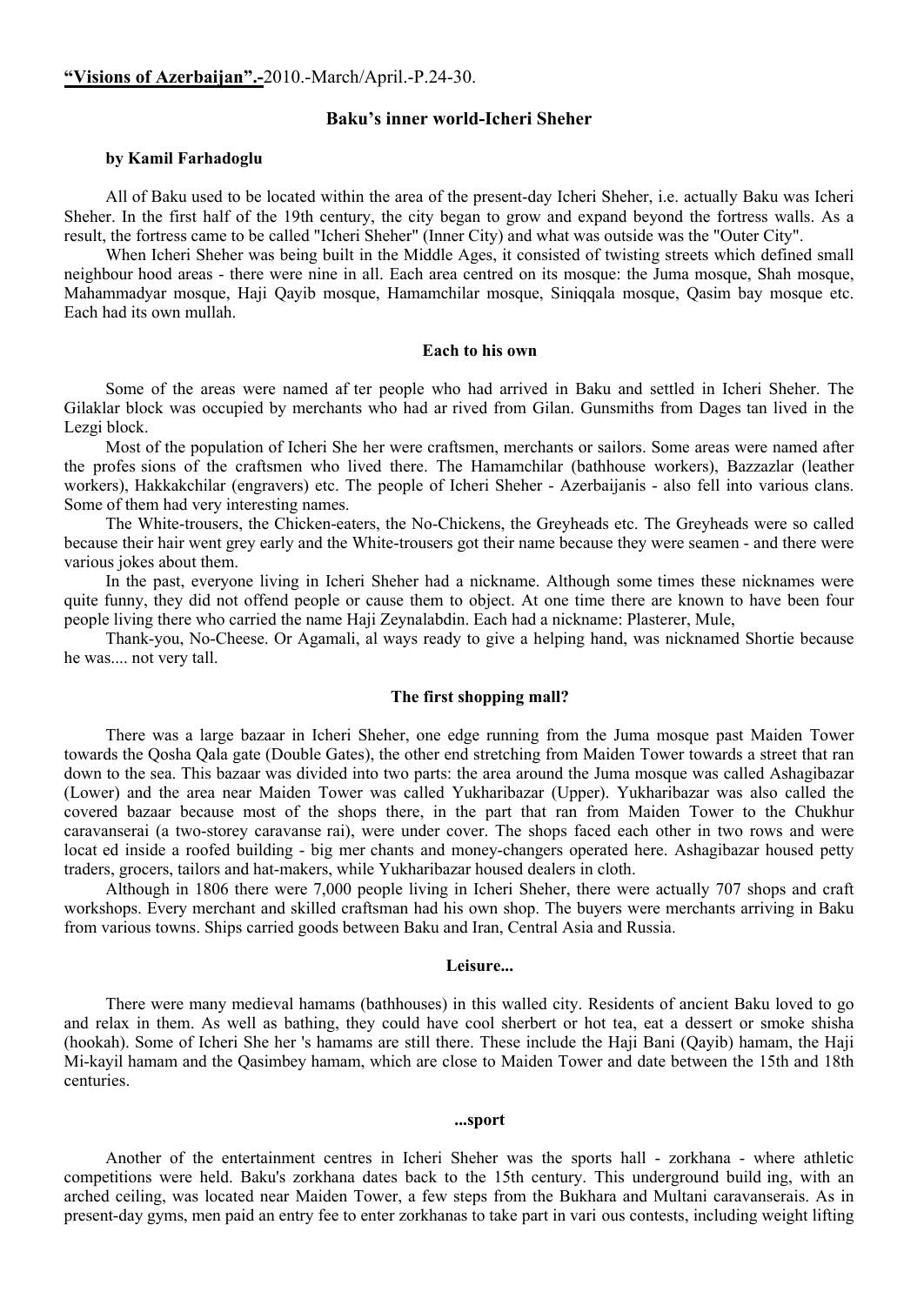**"Visions of Azerbaijan".-**2010.-March/April.-P.24-30.

# Baku's inner world-Icheri Sheher

**by Kamil Farhadoglu**

All of Baku used to be located within the area of the present-day Icheri Sheher, i.e. actually Baku was Icheri Sheher. In the first half of the 19th century, the city began to grow and expand beyond the fortress walls. As a result, the fortress came to be called "Icheri Sheher" (Inner City) and what was outside was the "Outer City".

When Icheri Sheher was being built in the Middle Ages, it consisted of twisting streets which defined small neighbour hood areas - there were nine in all. Each area centred on its mosque: the Juma mosque, Shah mosque, Mahammadyar mosque, Haji Qayib mosque, Hamamchilar mosque, Siniqqala mosque, Qasim bay mosque etc. Each had its own mullah.

## Each to his own

Some of the areas were named af ter people who had arrived in Baku and settled in Icheri Sheher. The Gilaklar block was occupied by merchants who had ar rived from Gilan. Gunsmiths from Dages tan lived in the Lezgi block.

Most of the population of Icheri She her were craftsmen, merchants or sailors. Some areas were named after the profes sions of the craftsmen who lived there. The Hamamchilar (bathhouse workers), Bazzazlar (leather workers), Hakkakchilar (engravers) etc. The people of Icheri Sheher - Azerbaijanis - also fell into various clans. Some of them had very interesting names.

The White-trousers, the Chicken-eaters, the No-Chickens, the Greyheads etc. The Greyheads were so called because their hair went grey early and the White-trousers got their name because they were seamen - and there were various jokes about them.

In the past, everyone living in Icheri Sheher had a nickname. Although some times these nicknames were quite funny, they did not offend people or cause them to object. At one time there are known to have been four people living there who carried the name Haji Zeynalabdin. Each had a nickname: Plasterer, Mule,

Thank-you, No-Cheese. Or Agamali, al ways ready to give a helping hand, was nicknamed Shortie because he was.... not very tall.

## The first shopping mall?

There was a large bazaar in Icheri Sheher, one edge running from the Juma mosque past Maiden Tower towards the Qosha Qala gate (Double Gates), the other end stretching from Maiden Tower towards a street that ran down to the sea. This bazaar was divided into two parts: the area around the Juma mosque was called Ashagibazar (Lower) and the area near Maiden Tower was called Yukharibazar (Upper). Yukharibazar was also called the covered bazaar because most of the shops there, in the part that ran from Maiden Tower to the Chukhur caravanserai (a two-storey caravanse rai), were under cover. The shops faced each other in two rows and were locat ed inside a roofed building - big mer chants and money-changers operated here. Ashagibazar housed petty traders, grocers, tailors and hat-makers, while Yukharibazar housed dealers in cloth.

Although in 1806 there were 7,000 people living in Icheri Sheher, there were actually 707 shops and craft workshops. Every merchant and skilled craftsman had his own shop. The buyers were merchants arriving in Baku from various towns. Ships carried goods between Baku and Iran, Central Asia and Russia.

## Leisure...

There were many medieval hamams (bathhouses) in this walled city. Residents of ancient Baku loved to go and relax in them. As well as bathing, they could have cool sherbert or hot tea, eat a dessert or smoke shisha (hookah). Some of Icheri She her 's hamams are still there. These include the Haji Bani (Qayib) hamam, the Haji Mi-kayil hamam and the Qasimbey hamam, which are close to Maiden Tower and date between the 15th and 18th centuries.

## ...sport

Another of the entertainment centres in Icheri Sheher was the sports hall - zorkhana - where athletic competitions were held. Baku's zorkhana dates back to the 15th century. This underground build ing, with an arched ceiling, was located near Maiden Tower, a few steps from the Bukhara and Multani caravanserais. As in present-day gyms, men paid an entry fee to enter zorkhanas to take part in vari ous contests, including weight lifting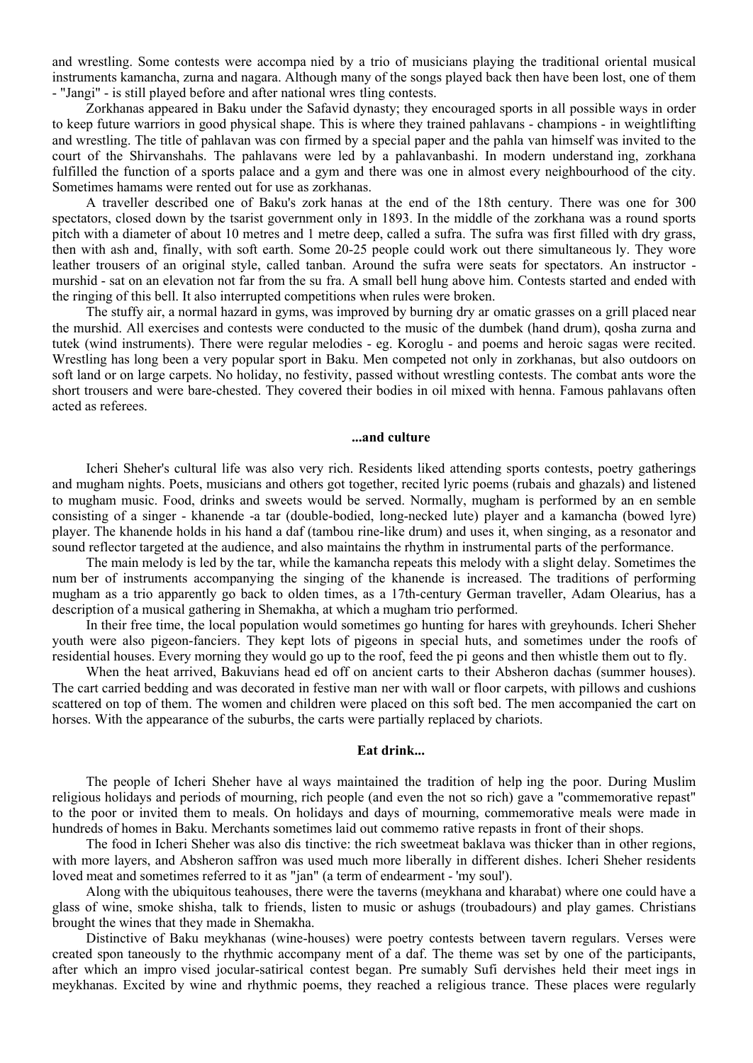and wrestling. Some contests were accompa nied by a trio of musicians playing the traditional oriental musical instruments kamancha, zurna and nagara. Although many of the songs played back then have been lost, one of them - "Jangi" - is still played before and after national wres tling contests.

Zorkhanas appeared in Baku under the Safavid dynasty; they encouraged sports in all possible ways in order to keep future warriors in good physical shape. This is where they trained pahlavans - champions - in weightlifting and wrestling. The title of pahlavan was con firmed by a special paper and the pahla van himself was invited to the court of the Shirvanshahs. The pahlavans were led by a pahlavanbashi. In modern understand ing, zorkhana fulfilled the function of a sports palace and a gym and there was one in almost every neighbourhood of the city. Sometimes hamams were rented out for use as zorkhanas.

A traveller described one of Baku's zork hanas at the end of the 18th century. There was one for 300 spectators, closed down by the tsarist government only in 1893. In the middle of the zorkhana was a round sports pitch with a diameter of about 10 metres and 1 metre deep, called a sufra. The sufra was first filled with dry grass, then with ash and, finally, with soft earth. Some 20-25 people could work out there simultaneous ly. They wore leather trousers of an original style, called tanban. Around the sufra were seats for spectators. An instructor - murshid - sat on an elevation not far from the su fra. A small bell hung above him. Contests started and ended with the ringing of this bell. It also interrupted competitions when rules were broken.

The stuffy air, a normal hazard in gyms, was improved by burning dry ar omatic grasses on a grill placed near the murshid. All exercises and contests were conducted to the music of the dumbek (hand drum), qosha zurna and tutek (wind instruments). There were regular melodies - eg. Koroglu - and poems and heroic sagas were recited. Wrestling has long been a very popular sport in Baku. Men competed not only in zorkhanas, but also outdoors on soft land or on large carpets. No holiday, no festivity, passed without wrestling contests. The combat ants wore the short trousers and were bare-chested. They covered their bodies in oil mixed with henna. Famous pahlavans often acted as referees.

## ...and culture

Icheri Sheher's cultural life was also very rich. Residents liked attending sports contests, poetry gatherings and mugham nights. Poets, musicians and others got together, recited lyric poems (rubais and ghazals) and listened to mugham music. Food, drinks and sweets would be served. Normally, mugham is performed by an en semble consisting of a singer - khanende -a tar (double-bodied, long-necked lute) player and a kamancha (bowed lyre) player. The khanende holds in his hand a daf (tambou rine-like drum) and uses it, when singing, as a resonator and sound reflector targeted at the audience, and also maintains the rhythm in instrumental parts of the performance.

The main melody is led by the tar, while the kamancha repeats this melody with a slight delay. Sometimes the num ber of instruments accompanying the singing of the khanende is increased. The traditions of performing mugham as a trio apparently go back to olden times, as a 17th-century German traveller, Adam Olearius, has a description of a musical gathering in Shemakha, at which a mugham trio performed.

In their free time, the local population would sometimes go hunting for hares with greyhounds. Icheri Sheher youth were also pigeon-fanciers. They kept lots of pigeons in special huts, and sometimes under the roofs of residential houses. Every morning they would go up to the roof, feed the pi geons and then whistle them out to fly.

When the heat arrived, Bakuvians head ed off on ancient carts to their Absheron dachas (summer houses). The cart carried bedding and was decorated in festive man ner with wall or floor carpets, with pillows and cushions scattered on top of them. The women and children were placed on this soft bed. The men accompanied the cart on horses. With the appearance of the suburbs, the carts were partially replaced by chariots.

## Eat drink...

The people of Icheri Sheher have al ways maintained the tradition of help ing the poor. During Muslim religious holidays and periods of mourning, rich people (and even the not so rich) gave a "commemorative repast" to the poor or invited them to meals. On holidays and days of mourning, commemorative meals were made in hundreds of homes in Baku. Merchants sometimes laid out commemo rative repasts in front of their shops.

The food in Icheri Sheher was also dis tinctive: the rich sweetmeat baklava was thicker than in other regions, with more layers, and Absheron saffron was used much more liberally in different dishes. Icheri Sheher residents loved meat and sometimes referred to it as "jan" (a term of endearment - 'my soul').

Along with the ubiquitous teahouses, there were the taverns (meykhana and kharabat) where one could have a glass of wine, smoke shisha, talk to friends, listen to music or ashugs (troubadours) and play games. Christians brought the wines that they made in Shemakha.

Distinctive of Baku meykhanas (wine-houses) were poetry contests between tavern regulars. Verses were created spon taneously to the rhythmic accompany ment of a daf. The theme was set by one of the participants, after which an impro vised jocular-satirical contest began. Pre sumably Sufi dervishes held their meet ings in meykhanas. Excited by wine and rhythmic poems, they reached a religious trance. These places were regularly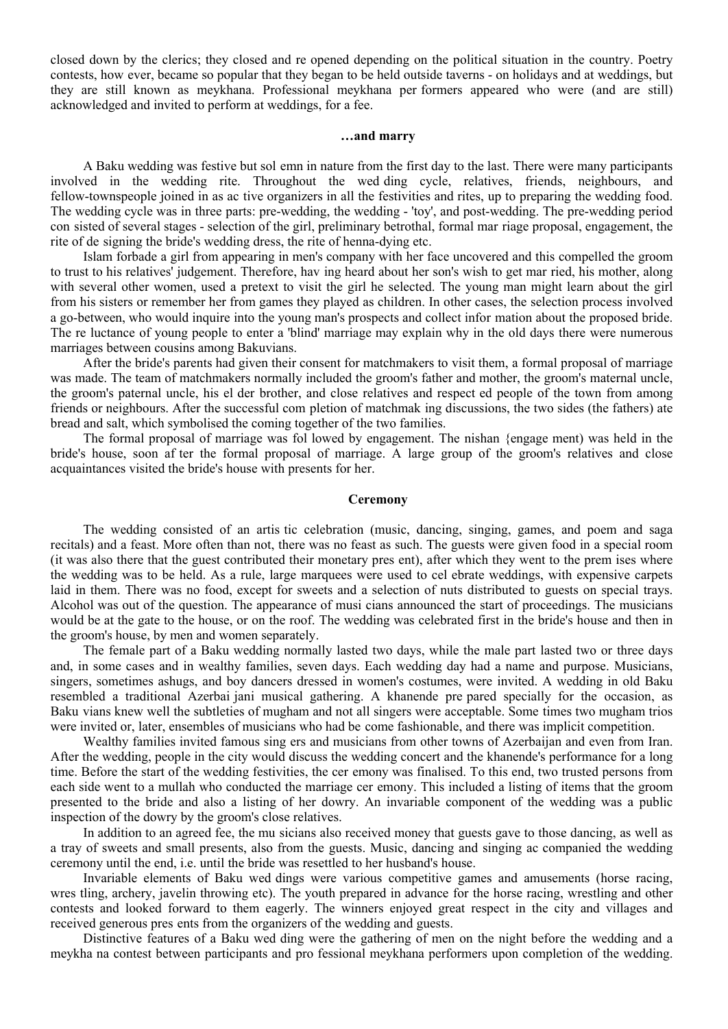closed down by the clerics; they closed and re opened depending on the political situation in the country. Poetry contests, how ever, became so popular that they began to be held outside taverns - on holidays and at weddings, but they are still known as meykhana. Professional meykhana per formers appeared who were (and are still) acknowledged and invited to perform at weddings, for a fee.

### …and marry

A Baku wedding was festive but sol emn in nature from the first day to the last. There were many participants involved in the wedding rite. Throughout the wed ding cycle, relatives, friends, neighbours, and fellow-townspeople joined in as ac tive organizers in all the festivities and rites, up to preparing the wedding food. The wedding cycle was in three parts: pre-wedding, the wedding - 'toy', and post-wedding. The pre-wedding period con sisted of several stages - selection of the girl, preliminary betrothal, formal mar riage proposal, engagement, the rite of de signing the bride's wedding dress, the rite of henna-dying etc.

Islam forbade a girl from appearing in men's company with her face uncovered and this compelled the groom to trust to his relatives' judgement. Therefore, hav ing heard about her son's wish to get mar ried, his mother, along with several other women, used a pretext to visit the girl he selected. The young man might learn about the girl from his sisters or remember her from games they played as children. In other cases, the selection process involved a go-between, who would inquire into the young man's prospects and collect infor mation about the proposed bride. The re luctance of young people to enter a 'blind' marriage may explain why in the old days there were numerous marriages between cousins among Bakuvians.

After the bride's parents had given their consent for matchmakers to visit them, a formal proposal of marriage was made. The team of matchmakers normally included the groom's father and mother, the groom's maternal uncle, the groom's paternal uncle, his el der brother, and close relatives and respect ed people of the town from among friends or neighbours. After the successful com pletion of matchmak ing discussions, the two sides (the fathers) ate bread and salt, which symbolised the coming together of the two families.

The formal proposal of marriage was fol lowed by engagement. The nishan {engage ment) was held in the bride's house, soon af ter the formal proposal of marriage. A large group of the groom's relatives and close acquaintances visited the bride's house with presents for her.

### Ceremony

The wedding consisted of an artis tic celebration (music, dancing, singing, games, and poem and saga recitals) and a feast. More often than not, there was no feast as such. The guests were given food in a special room (it was also there that the guest contributed their monetary pres ent), after which they went to the prem ises where the wedding was to be held. As a rule, large marquees were used to cel ebrate weddings, with expensive carpets laid in them. There was no food, except for sweets and a selection of nuts distributed to guests on special trays. Alcohol was out of the question. The appearance of musi cians announced the start of proceedings. The musicians would be at the gate to the house, or on the roof. The wedding was celebrated first in the bride's house and then in the groom's house, by men and women separately.

The female part of a Baku wedding normally lasted two days, while the male part lasted two or three days and, in some cases and in wealthy families, seven days. Each wedding day had a name and purpose. Musicians, singers, sometimes ashugs, and boy dancers dressed in women's costumes, were invited. A wedding in old Baku resembled a traditional Azerbai jani musical gathering. A khanende pre pared specially for the occasion, as Baku vians knew well the subtleties of mugham and not all singers were acceptable. Some times two mugham trios were invited or, later, ensembles of musicians who had be come fashionable, and there was implicit competition.

Wealthy families invited famous sing ers and musicians from other towns of Azerbaijan and even from Iran. After the wedding, people in the city would discuss the wedding concert and the khanende's performance for a long time. Before the start of the wedding festivities, the cer emony was finalised. To this end, two trusted persons from each side went to a mullah who conducted the marriage cer emony. This included a listing of items that the groom presented to the bride and also a listing of her dowry. An invariable component of the wedding was a public inspection of the dowry by the groom's close relatives.

In addition to an agreed fee, the mu sicians also received money that guests gave to those dancing, as well as a tray of sweets and small presents, also from the guests. Music, dancing and singing ac companied the wedding ceremony until the end, i.e. until the bride was resettled to her husband's house.

Invariable elements of Baku wed dings were various competitive games and amusements (horse racing, wres tling, archery, javelin throwing etc). The youth prepared in advance for the horse racing, wrestling and other contests and looked forward to them eagerly. The winners enjoyed great respect in the city and villages and received generous pres ents from the organizers of the wedding and guests.

Distinctive features of a Baku wed ding were the gathering of men on the night before the wedding and a meykha na contest between participants and pro fessional meykhana performers upon completion of the wedding.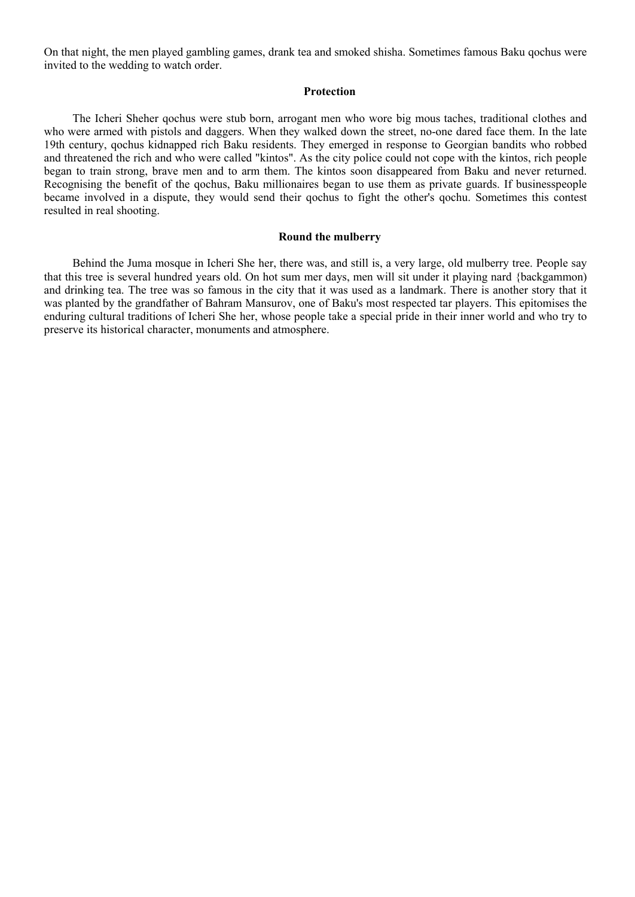On that night, the men played gambling games, drank tea and smoked shisha. Sometimes famous Baku qochus were invited to the wedding to watch order.

## Protection

The Icheri Sheher qochus were stub born, arrogant men who wore big mous taches, traditional clothes and who were armed with pistols and daggers. When they walked down the street, no-one dared face them. In the late 19th century, qochus kidnapped rich Baku residents. They emerged in response to Georgian bandits who robbed and threatened the rich and who were called "kintos". As the city police could not cope with the kintos, rich people began to train strong, brave men and to arm them. The kintos soon disappeared from Baku and never returned. Recognising the benefit of the qochus, Baku millionaires began to use them as private guards. If businesspeople became involved in a dispute, they would send their qochus to fight the other's qochu. Sometimes this contest resulted in real shooting.

## Round the mulberry

Behind the Juma mosque in Icheri She her, there was, and still is, a very large, old mulberry tree. People say that this tree is several hundred years old. On hot sum mer days, men will sit under it playing nard {backgammon) and drinking tea. The tree was so famous in the city that it was used as a landmark. There is another story that it was planted by the grandfather of Bahram Mansurov, one of Baku's most respected tar players. This epitomises the enduring cultural traditions of Icheri She her, whose people take a special pride in their inner world and who try to preserve its historical character, monuments and atmosphere.